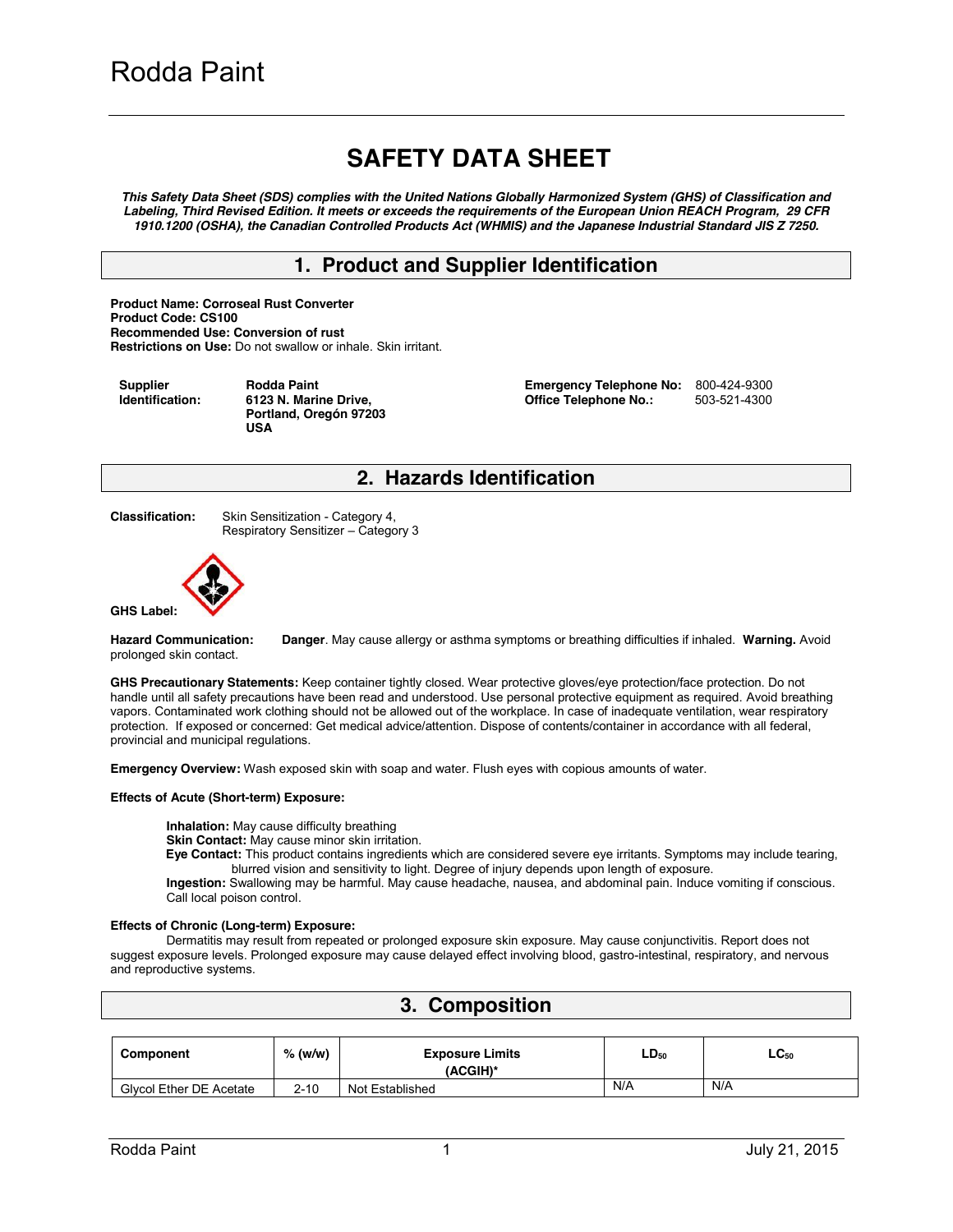# Rodda Paint

# SAFETY DATA SHEET

***This Safety Data Sheet (SDS) complies with the United Nations Globally Harmonized System (GHS) of Classification and Labeling, Third Revised Edition. It meets or exceeds the requirements of the European Union REACH Program, 29 CFR 1910.1200 (OSHA), the Canadian Controlled Products Act (WHMIS) and the Japanese Industrial Standard JIS Z 7250.***

## 1. Product and Supplier Identification

**Product Name: Corroseal Rust Converter**
**Product Code: CS100**
**Recommended Use: Conversion of rust**
**Restrictions on Use:** Do not swallow or inhale. Skin irritant.

| | | | |
|---|---|---|---|
| **Supplier Identification:** | **Rodda Paint 6123 N. Marine Drive, Portland, Oregón 97203 USA** | **Emergency Telephone No:** | 800-424-9300 |
| | | **Office Telephone No.:** | 503-521-4300 |

## 2. Hazards Identification

**Classification:** Skin Sensitization - Category 4, Respiratory Sensitizer – Category 3

**GHS Label:**

**Hazard Communication:** **Danger**. May cause allergy or asthma symptoms or breathing difficulties if inhaled. **Warning.** Avoid prolonged skin contact.

**GHS Precautionary Statements:** Keep container tightly closed. Wear protective gloves/eye protection/face protection. Do not handle until all safety precautions have been read and understood. Use personal protective equipment as required. Avoid breathing vapors. Contaminated work clothing should not be allowed out of the workplace. In case of inadequate ventilation, wear respiratory protection. If exposed or concerned: Get medical advice/attention. Dispose of contents/container in accordance with all federal, provincial and municipal regulations.

**Emergency Overview:** Wash exposed skin with soap and water. Flush eyes with copious amounts of water.

**Effects of Acute (Short-term) Exposure:**

**Inhalation:** May cause difficulty breathing
**Skin Contact:** May cause minor skin irritation.
**Eye Contact:** This product contains ingredients which are considered severe eye irritants. Symptoms may include tearing, blurred vision and sensitivity to light. Degree of injury depends upon length of exposure.
**Ingestion:** Swallowing may be harmful. May cause headache, nausea, and abdominal pain. Induce vomiting if conscious. Call local poison control.

**Effects of Chronic (Long-term) Exposure:**

Dermatitis may result from repeated or prolonged exposure skin exposure. May cause conjunctivitis. Report does not suggest exposure levels. Prolonged exposure may cause delayed effect involving blood, gastro-intestinal, respiratory, and nervous and reproductive systems.

## 3. Composition

| Component | % (w/w) | Exposure Limits (ACGIH)* | $LD_{50}$ | $LC_{50}$ |
|---|---|---|---|---|
| Glycol Ether DE Acetate | 2-10 | Not Established | N/A | N/A |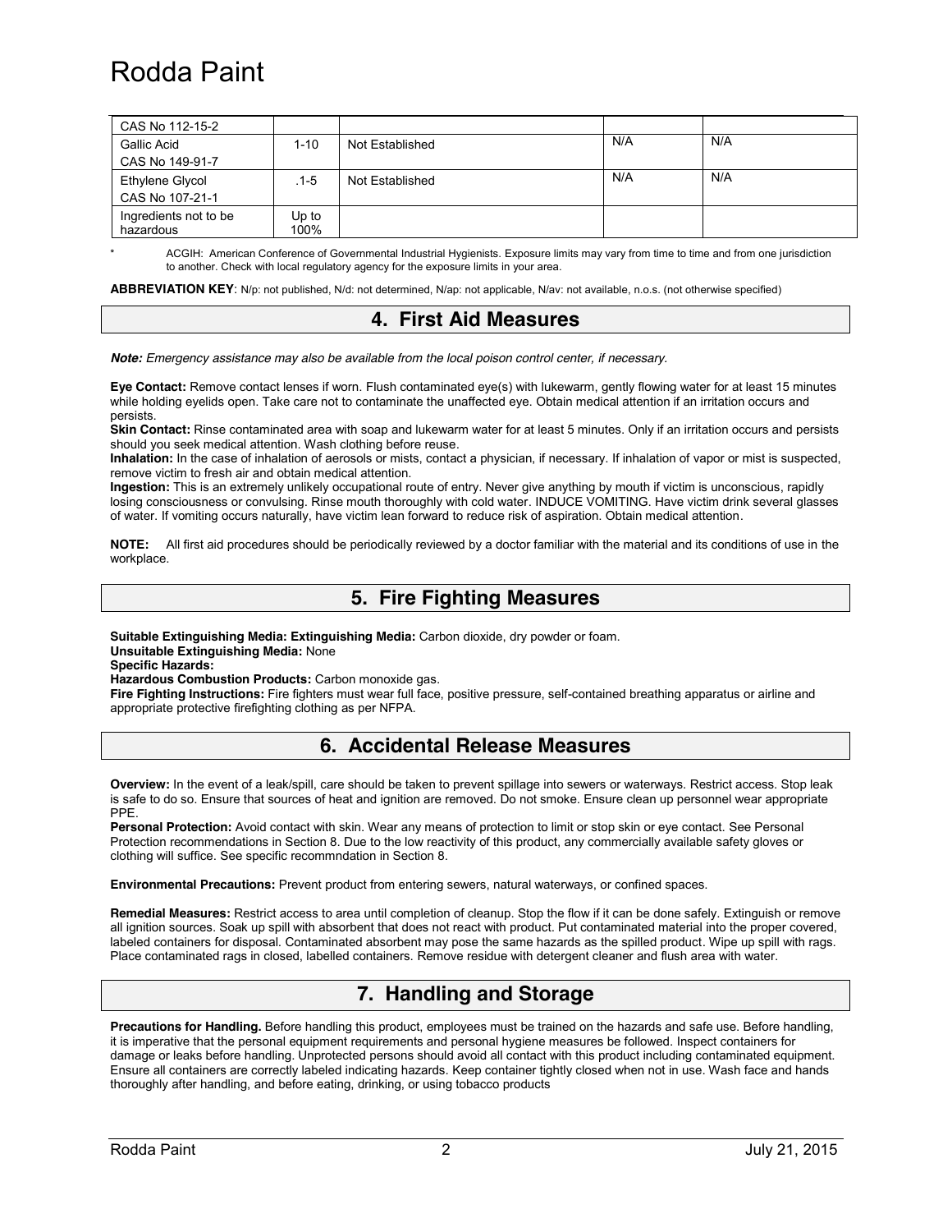| CAS No 112-15-2 | | | | |
| --- | --- | --- | --- | --- |
| Gallic Acid<br>CAS No 149-91-7 | 1-10 | Not Established | N/A | N/A |
| Ethylene Glycol<br>CAS No 107-21-1 | .1-5 | Not Established | N/A | N/A |
| Ingredients not to be hazardous | Up to 100% | | | |

\* ACGIH: American Conference of Governmental Industrial Hygienists. Exposure limits may vary from time to time and from one jurisdiction to another. Check with local regulatory agency for the exposure limits in your area.

**ABBREVIATION KEY**: N/p: not published, N/d: not determined, N/ap: not applicable, N/av: not available, n.o.s. (not otherwise specified)

## 4. First Aid Measures

***Note:*** *Emergency assistance may also be available from the local poison control center, if necessary.*

**Eye Contact:** Remove contact lenses if worn. Flush contaminated eye(s) with lukewarm, gently flowing water for at least 15 minutes while holding eyelids open. Take care not to contaminate the unaffected eye. Obtain medical attention if an irritation occurs and persists.
**Skin Contact:** Rinse contaminated area with soap and lukewarm water for at least 5 minutes. Only if an irritation occurs and persists should you seek medical attention. Wash clothing before reuse.
**Inhalation:** In the case of inhalation of aerosols or mists, contact a physician, if necessary. If inhalation of vapor or mist is suspected, remove victim to fresh air and obtain medical attention.
**Ingestion:** This is an extremely unlikely occupational route of entry. Never give anything by mouth if victim is unconscious, rapidly losing consciousness or convulsing. Rinse mouth thoroughly with cold water. INDUCE VOMITING. Have victim drink several glasses of water. If vomiting occurs naturally, have victim lean forward to reduce risk of aspiration. Obtain medical attention.

**NOTE:** All first aid procedures should be periodically reviewed by a doctor familiar with the material and its conditions of use in the workplace.

## 5. Fire Fighting Measures

**Suitable Extinguishing Media: Extinguishing Media:** Carbon dioxide, dry powder or foam.
**Unsuitable Extinguishing Media:** None
**Specific Hazards:**
**Hazardous Combustion Products:** Carbon monoxide gas.
**Fire Fighting Instructions:** Fire fighters must wear full face, positive pressure, self-contained breathing apparatus or airline and appropriate protective firefighting clothing as per NFPA.

## 6. Accidental Release Measures

**Overview:** In the event of a leak/spill, care should be taken to prevent spillage into sewers or waterways. Restrict access. Stop leak is safe to do so. Ensure that sources of heat and ignition are removed. Do not smoke. Ensure clean up personnel wear appropriate PPE.
**Personal Protection:** Avoid contact with skin. Wear any means of protection to limit or stop skin or eye contact. See Personal Protection recommendations in Section 8. Due to the low reactivity of this product, any commercially available safety gloves or clothing will suffice. See specific recommndation in Section 8.

**Environmental Precautions:** Prevent product from entering sewers, natural waterways, or confined spaces.

**Remedial Measures:** Restrict access to area until completion of cleanup. Stop the flow if it can be done safely. Extinguish or remove all ignition sources. Soak up spill with absorbent that does not react with product. Put contaminated material into the proper covered, labeled containers for disposal. Contaminated absorbent may pose the same hazards as the spilled product. Wipe up spill with rags. Place contaminated rags in closed, labelled containers. Remove residue with detergent cleaner and flush area with water.

## 7. Handling and Storage

**Precautions for Handling.** Before handling this product, employees must be trained on the hazards and safe use. Before handling, it is imperative that the personal equipment requirements and personal hygiene measures be followed. Inspect containers for damage or leaks before handling. Unprotected persons should avoid all contact with this product including contaminated equipment. Ensure all containers are correctly labeled indicating hazards. Keep container tightly closed when not in use. Wash face and hands thoroughly after handling, and before eating, drinking, or using tobacco products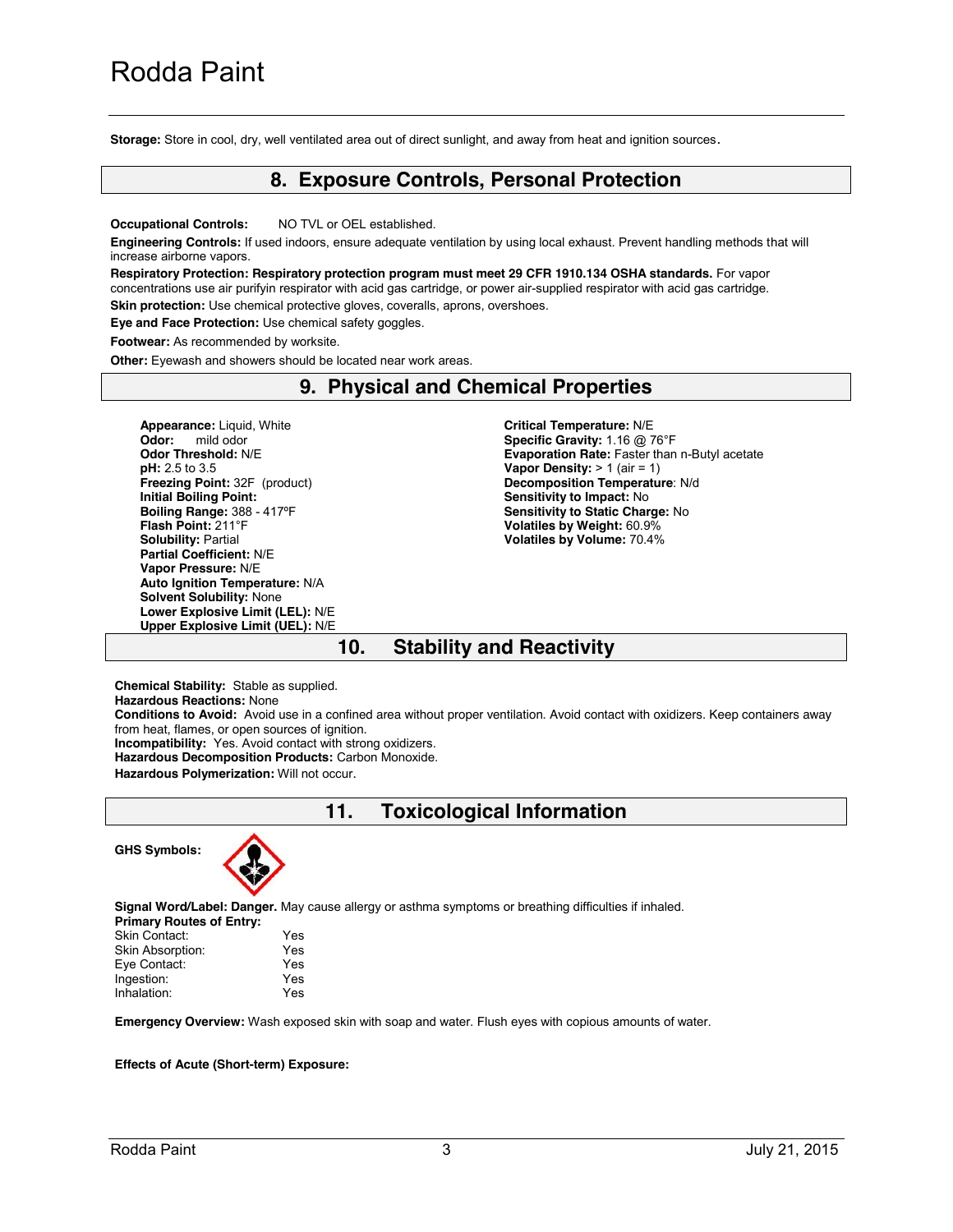**Storage:** Store in cool, dry, well ventilated area out of direct sunlight, and away from heat and ignition sources.

## 8. Exposure Controls, Personal Protection

**Occupational Controls:** NO TVL or OEL established.

**Engineering Controls:** If used indoors, ensure adequate ventilation by using local exhaust. Prevent handling methods that will increase airborne vapors.

**Respiratory Protection: Respiratory protection program must meet 29 CFR 1910.134 OSHA standards.** For vapor concentrations use air purifyin respirator with acid gas cartridge, or power air-supplied respirator with acid gas cartridge.

**Skin protection:** Use chemical protective gloves, coveralls, aprons, overshoes.

**Eye and Face Protection:** Use chemical safety goggles.

**Footwear:** As recommended by worksite.

**Other:** Eyewash and showers should be located near work areas.

## 9. Physical and Chemical Properties

**Appearance:** Liquid, White
**Odor:** mild odor
**Odor Threshold:** N/E
**pH:** 2.5 to 3.5
**Freezing Point:** 32F (product)
**Initial Boiling Point:**
**Boiling Range:** 388 - 417ºF
**Flash Point:** 211°F
**Solubility:** Partial
**Partial Coefficient:** N/E
**Vapor Pressure:** N/E
**Auto Ignition Temperature:** N/A
**Solvent Solubility:** None
**Lower Explosive Limit (LEL):** N/E
**Upper Explosive Limit (UEL):** N/E

**Critical Temperature:** N/E
**Specific Gravity:** 1.16 @ 76°F
**Evaporation Rate:** Faster than n-Butyl acetate
**Vapor Density:** > 1 (air = 1)
**Decomposition Temperature**: N/d
**Sensitivity to Impact:** No
**Sensitivity to Static Charge:** No
**Volatiles by Weight:** 60.9%
**Volatiles by Volume:** 70.4%

## 10. Stability and Reactivity

**Chemical Stability:** Stable as supplied.
**Hazardous Reactions:** None
**Conditions to Avoid:** Avoid use in a confined area without proper ventilation. Avoid contact with oxidizers. Keep containers away from heat, flames, or open sources of ignition.
**Incompatibility:** Yes. Avoid contact with strong oxidizers.
**Hazardous Decomposition Products:** Carbon Monoxide.
**Hazardous Polymerization:** Will not occur.

## 11. Toxicological Information

**GHS Symbols:**

**Signal Word/Label: Danger.** May cause allergy or asthma symptoms or breathing difficulties if inhaled.

**Primary Routes of Entry:**

| | |
|---|---|
| Skin Contact: | Yes |
| Skin Absorption: | Yes |
| Eye Contact: | Yes |
| Ingestion: | Yes |
| Inhalation: | Yes |

**Emergency Overview:** Wash exposed skin with soap and water. Flush eyes with copious amounts of water.

**Effects of Acute (Short-term) Exposure:**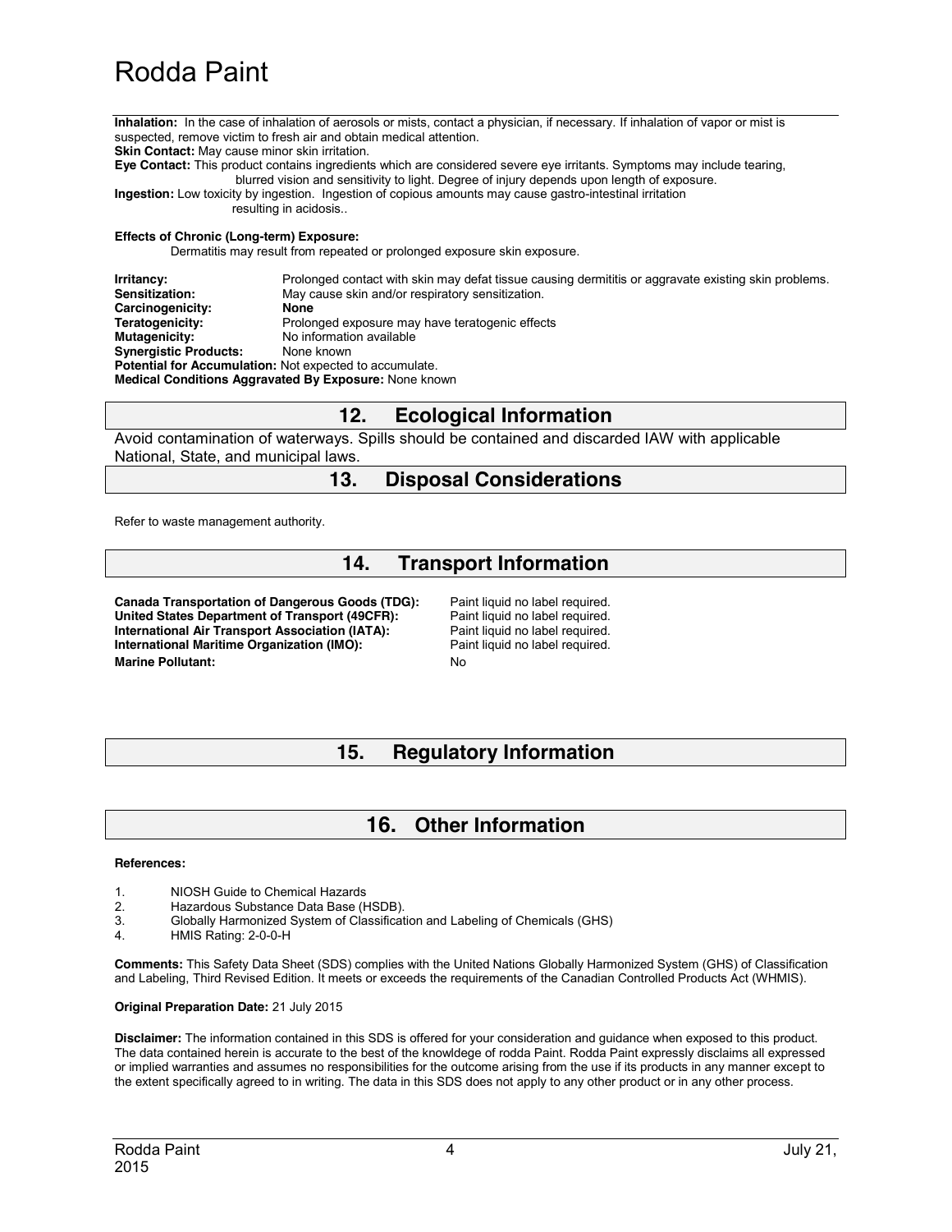**Inhalation:** In the case of inhalation of aerosols or mists, contact a physician, if necessary. If inhalation of vapor or mist is suspected, remove victim to fresh air and obtain medical attention.
**Skin Contact:** May cause minor skin irritation.
**Eye Contact:** This product contains ingredients which are considered severe eye irritants. Symptoms may include tearing, blurred vision and sensitivity to light. Degree of injury depends upon length of exposure.
**Ingestion:** Low toxicity by ingestion. Ingestion of copious amounts may cause gastro-intestinal irritation resulting in acidosis..

**Effects of Chronic (Long-term) Exposure:**
Dermatitis may result from repeated or prolonged exposure skin exposure.

**Irritancy:** Prolonged contact with skin may defat tissue causing dermititis or aggravate existing skin problems.
**Sensitization:** May cause skin and/or respiratory sensitization.
**Carcinogenicity:** **None**
**Teratogenicity:** Prolonged exposure may have teratogenic effects
**Mutagenicity:** No information available
**Synergistic Products:** None known
**Potential for Accumulation:** Not expected to accumulate.
**Medical Conditions Aggravated By Exposure:** None known

## 12. Ecological Information

Avoid contamination of waterways. Spills should be contained and discarded IAW with applicable National, State, and municipal laws.

## 13. Disposal Considerations

Refer to waste management authority.

## 14. Transport Information

**Canada Transportation of Dangerous Goods (TDG):** Paint liquid no label required.
**United States Department of Transport (49CFR):** Paint liquid no label required.
**International Air Transport Association (IATA):** Paint liquid no label required.
**International Maritime Organization (IMO):** Paint liquid no label required.
**Marine Pollutant:** No

## 15. Regulatory Information

## 16. Other Information

**References:**

1. NIOSH Guide to Chemical Hazards
2. Hazardous Substance Data Base (HSDB).
3. Globally Harmonized System of Classification and Labeling of Chemicals (GHS)
4. HMIS Rating: 2-0-0-H

**Comments:** This Safety Data Sheet (SDS) complies with the United Nations Globally Harmonized System (GHS) of Classification and Labeling, Third Revised Edition. It meets or exceeds the requirements of the Canadian Controlled Products Act (WHMIS).

**Original Preparation Date:** 21 July 2015

**Disclaimer:** The information contained in this SDS is offered for your consideration and guidance when exposed to this product. The data contained herein is accurate to the best of the knowldege of rodda Paint. Rodda Paint expressly disclaims all expressed or implied warranties and assumes no responsibilities for the outcome arising from the use if its products in any manner except to the extent specifically agreed to in writing. The data in this SDS does not apply to any other product or in any other process.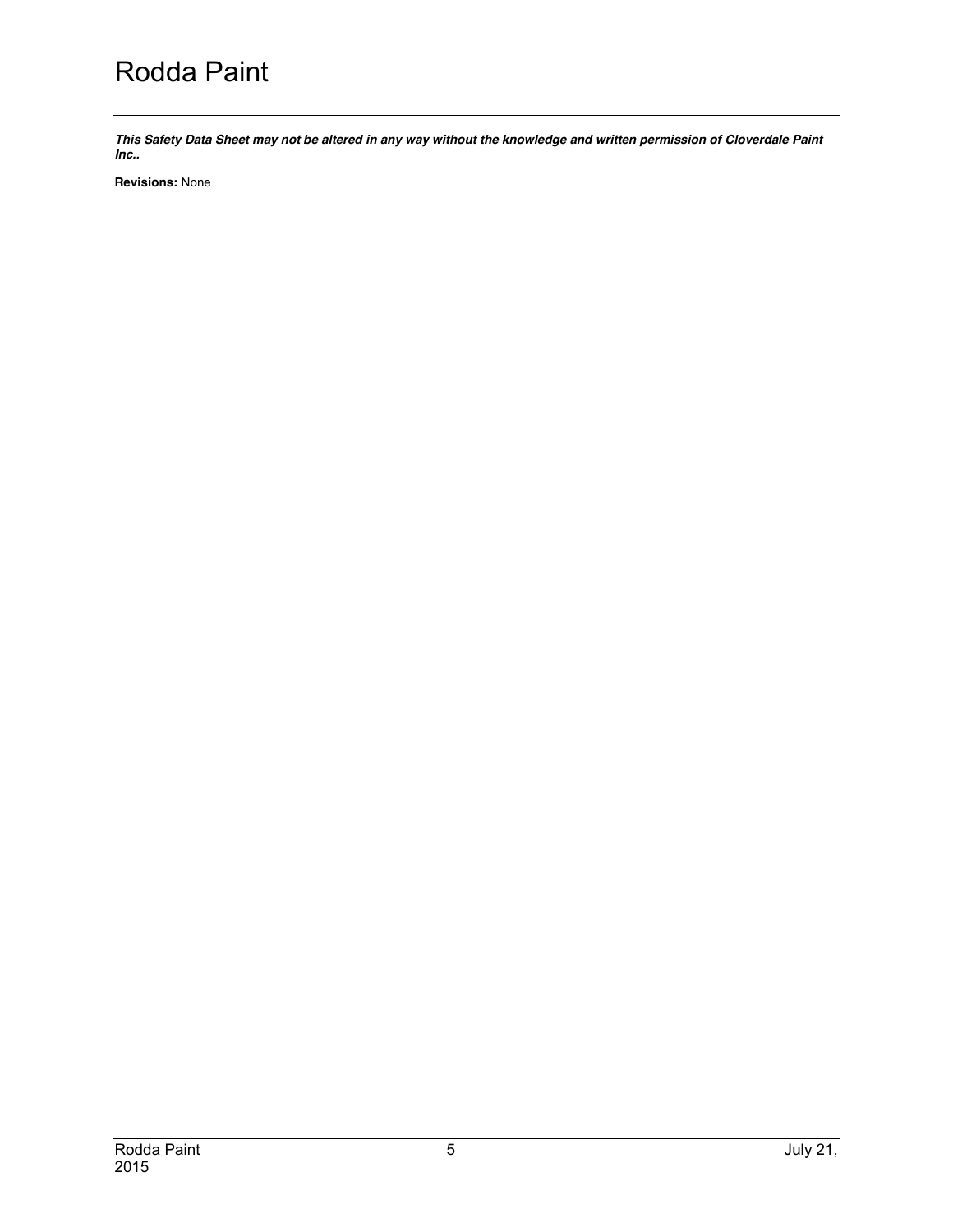***This Safety Data Sheet may not be altered in any way without the knowledge and written permission of Cloverdale Paint Inc..***

**Revisions:** None